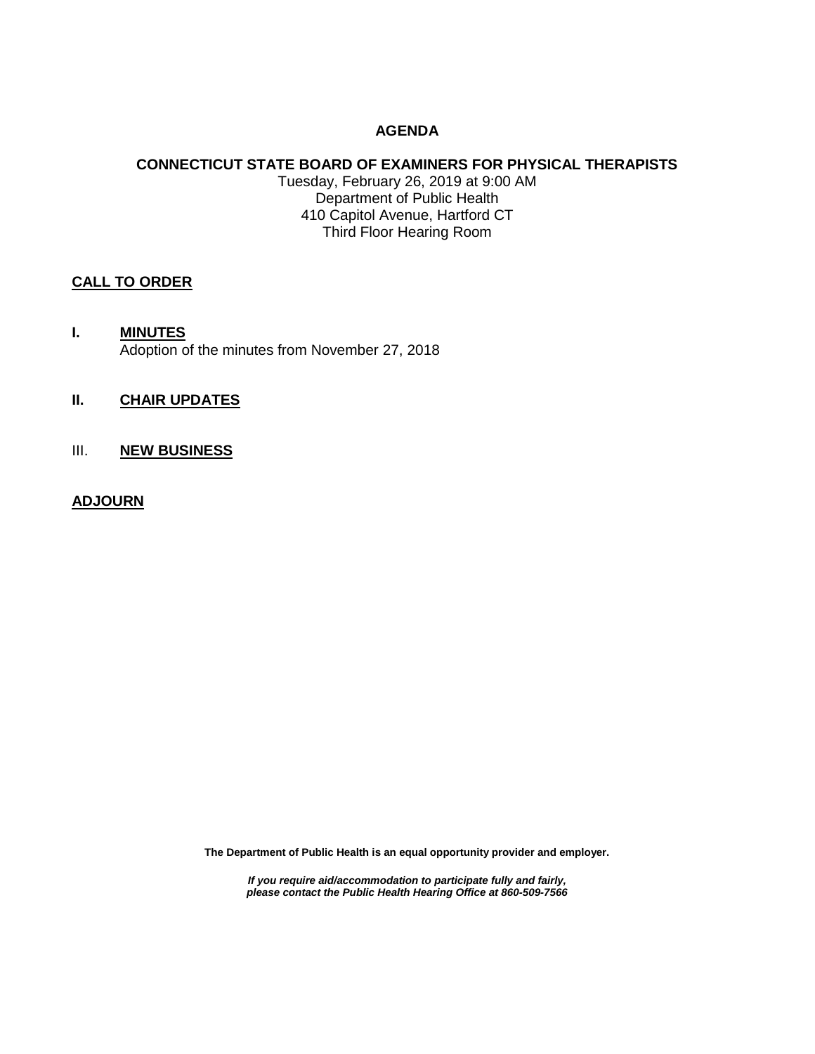# AGENDA

## CONNECTICUT STATE BOARD OF EXAMINERS FOR PHYSICAL THERAPISTS

Tuesday, February 26, 2019 at 9:00 AM
Department of Public Health
410 Capitol Avenue, Hartford CT
Third Floor Hearing Room

**CALL TO ORDER**

**I. MINUTES**
Adoption of the minutes from November 27, 2018

**II. CHAIR UPDATES**

III. **NEW BUSINESS**

**ADJOURN**

**The Department of Public Health is an equal opportunity provider and employer.**

***If you require aid/accommodation to participate fully and fairly, please contact the Public Health Hearing Office at 860-509-7566***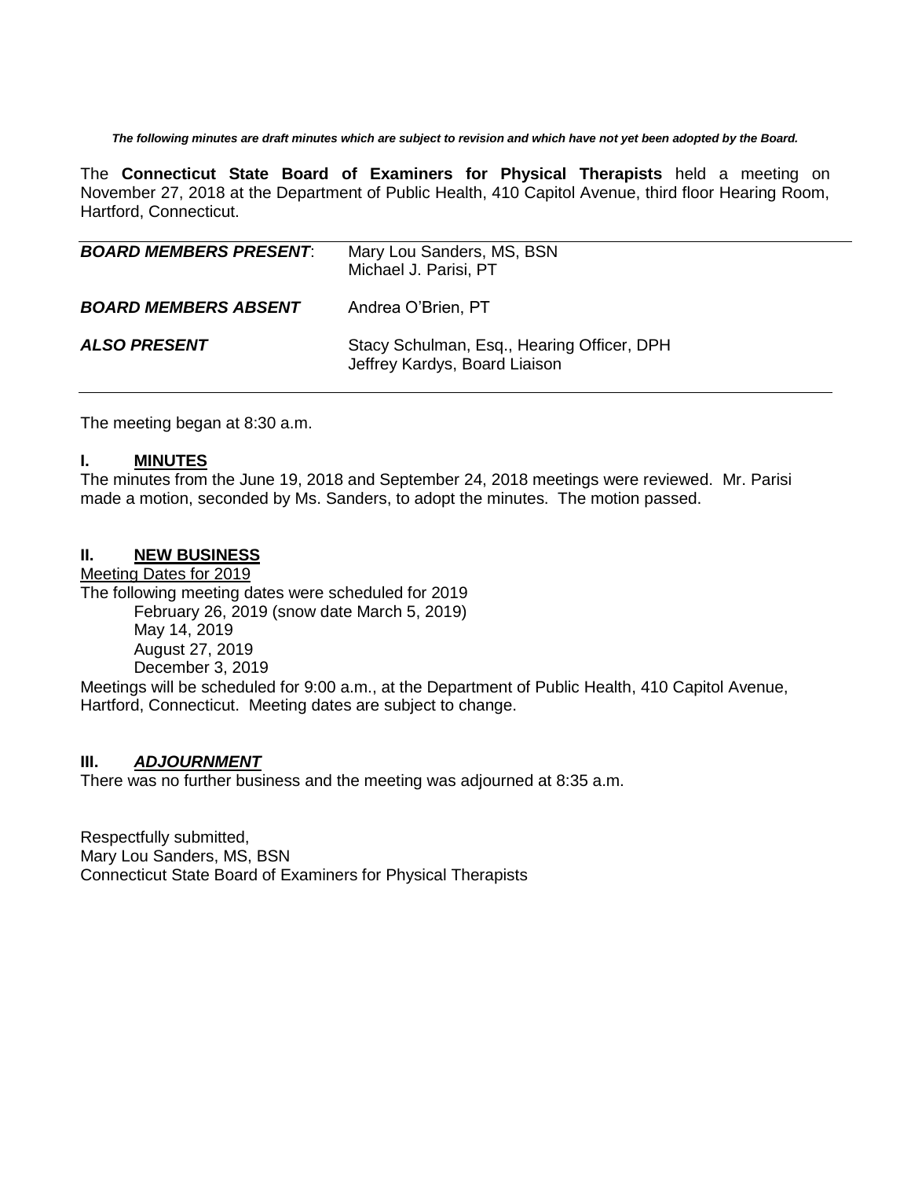***The following minutes are draft minutes which are subject to revision and which have not yet been adopted by the Board.***

The **Connecticut State Board of Examiners for Physical Therapists** held a meeting on November 27, 2018 at the Department of Public Health, 410 Capitol Avenue, third floor Hearing Room, Hartford, Connecticut.

| | |
|---|---|
| ***BOARD MEMBERS PRESENT***: | Mary Lou Sanders, MS, BSN<br>Michael J. Parisi, PT |
| ***BOARD MEMBERS ABSENT*** | Andrea O'Brien, PT |
| ***ALSO PRESENT*** | Stacy Schulman, Esq., Hearing Officer, DPH<br>Jeffrey Kardys, Board Liaison |

The meeting began at 8:30 a.m.

## I. MINUTES

The minutes from the June 19, 2018 and September 24, 2018 meetings were reviewed. Mr. Parisi made a motion, seconded by Ms. Sanders, to adopt the minutes. The motion passed.

## II. NEW BUSINESS

Meeting Dates for 2019

The following meeting dates were scheduled for 2019

- February 26, 2019 (snow date March 5, 2019)
- May 14, 2019
- August 27, 2019
- December 3, 2019

Meetings will be scheduled for 9:00 a.m., at the Department of Public Health, 410 Capitol Avenue, Hartford, Connecticut. Meeting dates are subject to change.

## III. *ADJOURNMENT*

There was no further business and the meeting was adjourned at 8:35 a.m.

Respectfully submitted,
Mary Lou Sanders, MS, BSN
Connecticut State Board of Examiners for Physical Therapists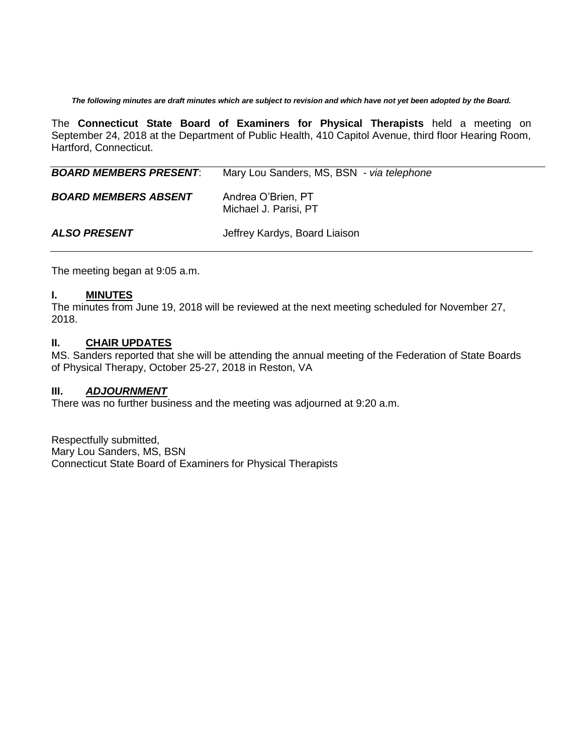***The following minutes are draft minutes which are subject to revision and which have not yet been adopted by the Board.***

The **Connecticut State Board of Examiners for Physical Therapists** held a meeting on September 24, 2018 at the Department of Public Health, 410 Capitol Avenue, third floor Hearing Room, Hartford, Connecticut.

| | |
|---|---|
| ***BOARD MEMBERS PRESENT***: | Mary Lou Sanders, MS, BSN - *via telephone* |
| ***BOARD MEMBERS ABSENT*** | Andrea O'Brien, PT<br>Michael J. Parisi, PT |
| ***ALSO PRESENT*** | Jeffrey Kardys, Board Liaison |

The meeting began at 9:05 a.m.

## I. MINUTES

The minutes from June 19, 2018 will be reviewed at the next meeting scheduled for November 27, 2018.

## II. CHAIR UPDATES

MS. Sanders reported that she will be attending the annual meeting of the Federation of State Boards of Physical Therapy, October 25-27, 2018 in Reston, VA

## III. *ADJOURNMENT*

There was no further business and the meeting was adjourned at 9:20 a.m.

Respectfully submitted,
Mary Lou Sanders, MS, BSN
Connecticut State Board of Examiners for Physical Therapists